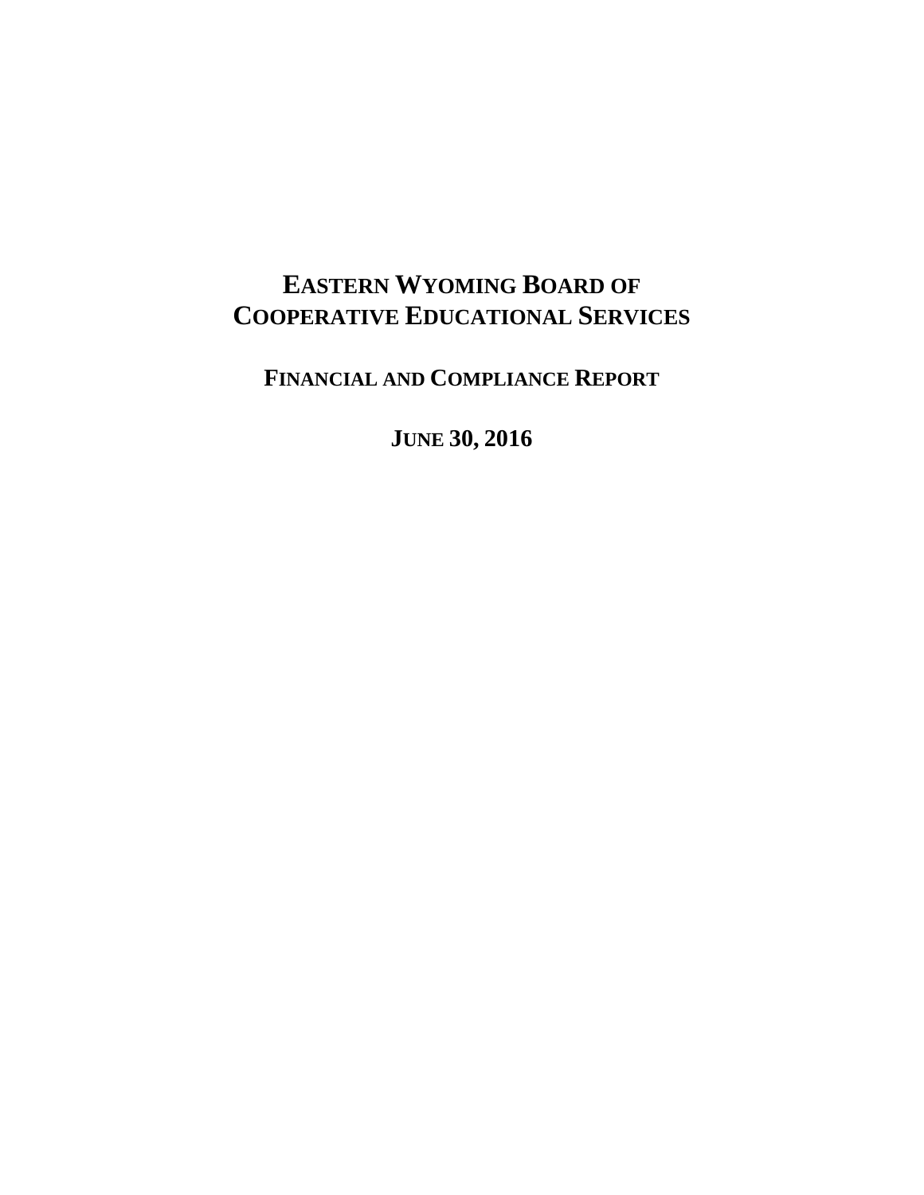# EASTERN WYOMING BOARD OF COOPERATIVE EDUCATIONAL SERVICES

## FINANCIAL AND COMPLIANCE REPORT

## JUNE 30, 2016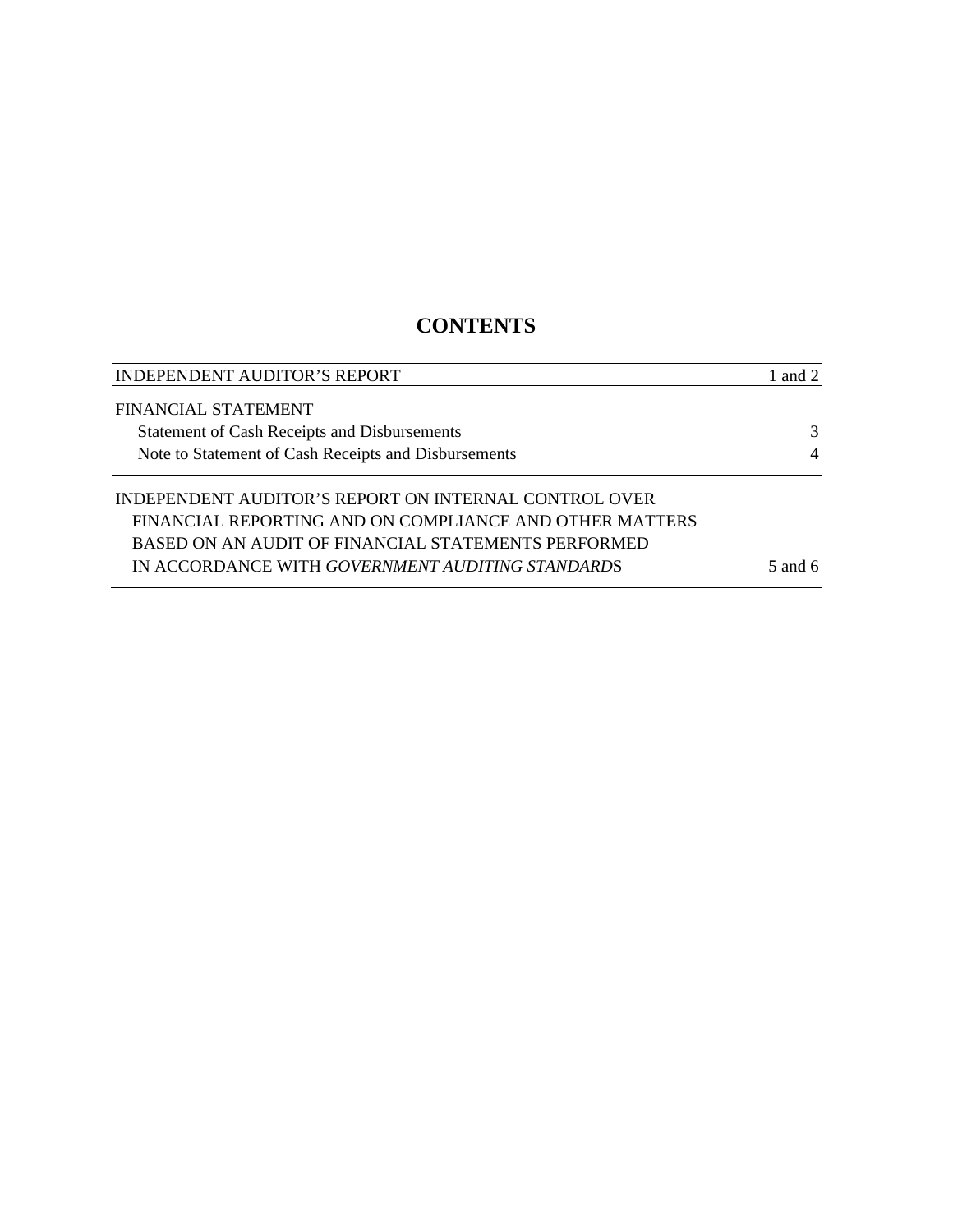# CONTENTS

| | |
|---|---|
| INDEPENDENT AUDITOR’S REPORT | 1 and 2 |
| FINANCIAL STATEMENT | |
| Statement of Cash Receipts and Disbursements | 3 |
| Note to Statement of Cash Receipts and Disbursements | 4 |
| INDEPENDENT AUDITOR’S REPORT ON INTERNAL CONTROL OVER FINANCIAL REPORTING AND ON COMPLIANCE AND OTHER MATTERS BASED ON AN AUDIT OF FINANCIAL STATEMENTS PERFORMED IN ACCORDANCE WITH *GOVERNMENT AUDITING STANDARDS* | 5 and 6 |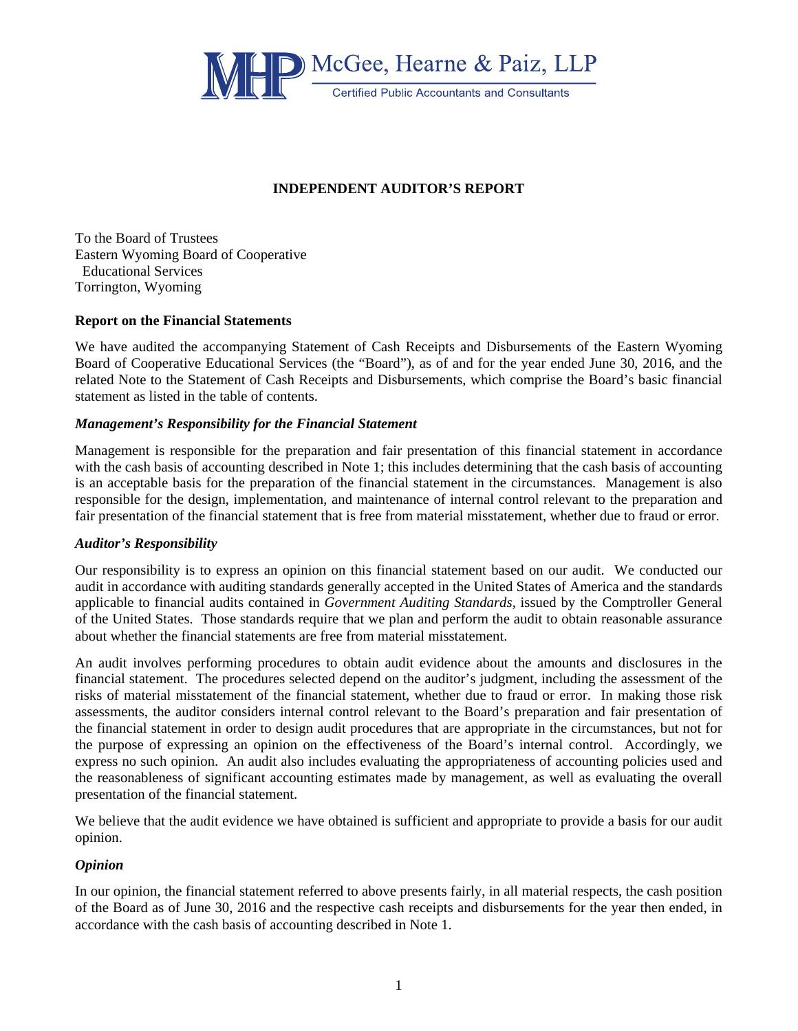McGee, Hearne & Paiz, LLP

Certified Public Accountants and Consultants

## INDEPENDENT AUDITOR'S REPORT

To the Board of Trustees
Eastern Wyoming Board of Cooperative
 Educational Services
Torrington, Wyoming

### Report on the Financial Statements

We have audited the accompanying Statement of Cash Receipts and Disbursements of the Eastern Wyoming Board of Cooperative Educational Services (the "Board"), as of and for the year ended June 30, 2016, and the related Note to the Statement of Cash Receipts and Disbursements, which comprise the Board's basic financial statement as listed in the table of contents.

#### *Management's Responsibility for the Financial Statement*

Management is responsible for the preparation and fair presentation of this financial statement in accordance with the cash basis of accounting described in Note 1; this includes determining that the cash basis of accounting is an acceptable basis for the preparation of the financial statement in the circumstances. Management is also responsible for the design, implementation, and maintenance of internal control relevant to the preparation and fair presentation of the financial statement that is free from material misstatement, whether due to fraud or error.

#### *Auditor's Responsibility*

Our responsibility is to express an opinion on this financial statement based on our audit. We conducted our audit in accordance with auditing standards generally accepted in the United States of America and the standards applicable to financial audits contained in *Government Auditing Standards*, issued by the Comptroller General of the United States. Those standards require that we plan and perform the audit to obtain reasonable assurance about whether the financial statements are free from material misstatement.

An audit involves performing procedures to obtain audit evidence about the amounts and disclosures in the financial statement. The procedures selected depend on the auditor's judgment, including the assessment of the risks of material misstatement of the financial statement, whether due to fraud or error. In making those risk assessments, the auditor considers internal control relevant to the Board's preparation and fair presentation of the financial statement in order to design audit procedures that are appropriate in the circumstances, but not for the purpose of expressing an opinion on the effectiveness of the Board's internal control. Accordingly, we express no such opinion. An audit also includes evaluating the appropriateness of accounting policies used and the reasonableness of significant accounting estimates made by management, as well as evaluating the overall presentation of the financial statement.

We believe that the audit evidence we have obtained is sufficient and appropriate to provide a basis for our audit opinion.

#### *Opinion*

In our opinion, the financial statement referred to above presents fairly, in all material respects, the cash position of the Board as of June 30, 2016 and the respective cash receipts and disbursements for the year then ended, in accordance with the cash basis of accounting described in Note 1.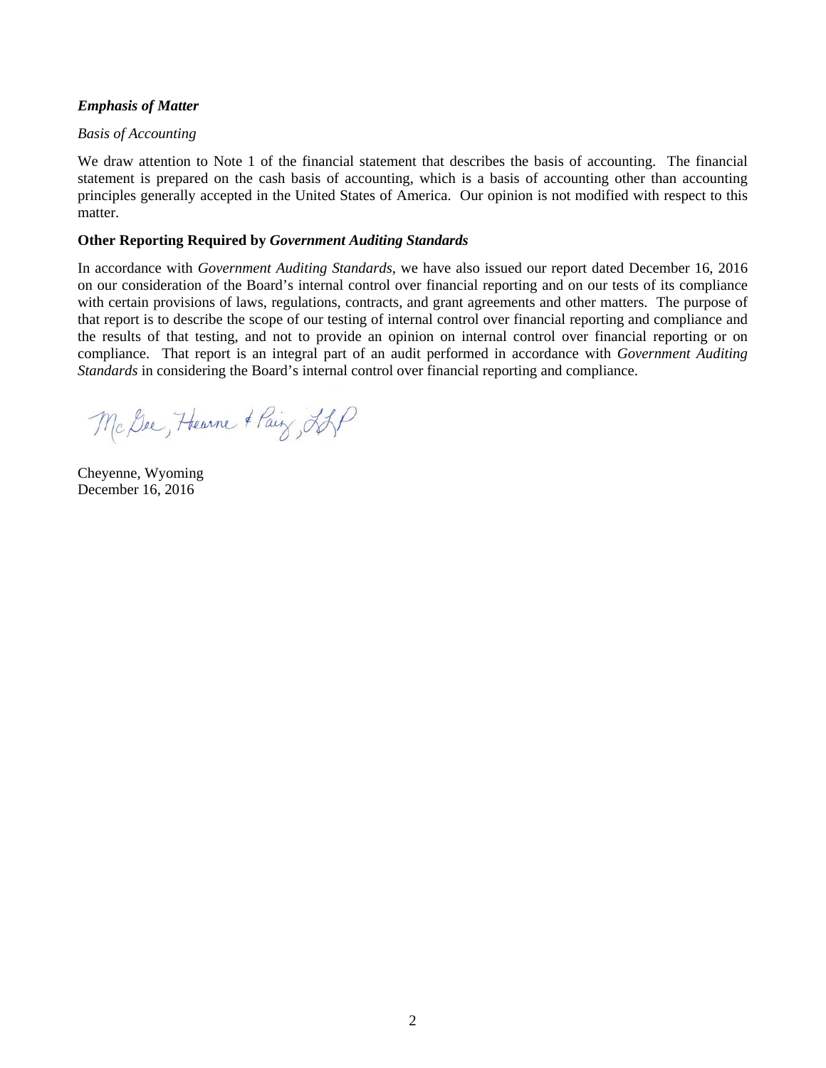***Emphasis of Matter***

*Basis of Accounting*

We draw attention to Note 1 of the financial statement that describes the basis of accounting. The financial statement is prepared on the cash basis of accounting, which is a basis of accounting other than accounting principles generally accepted in the United States of America. Our opinion is not modified with respect to this matter.

**Other Reporting Required by *Government Auditing Standards***

In accordance with *Government Auditing Standards*, we have also issued our report dated December 16, 2016 on our consideration of the Board's internal control over financial reporting and on our tests of its compliance with certain provisions of laws, regulations, contracts, and grant agreements and other matters. The purpose of that report is to describe the scope of our testing of internal control over financial reporting and compliance and the results of that testing, and not to provide an opinion on internal control over financial reporting or on compliance. That report is an integral part of an audit performed in accordance with *Government Auditing Standards* in considering the Board's internal control over financial reporting and compliance.

McGee, Hearne & Paiz, LLP

Cheyenne, Wyoming
December 16, 2016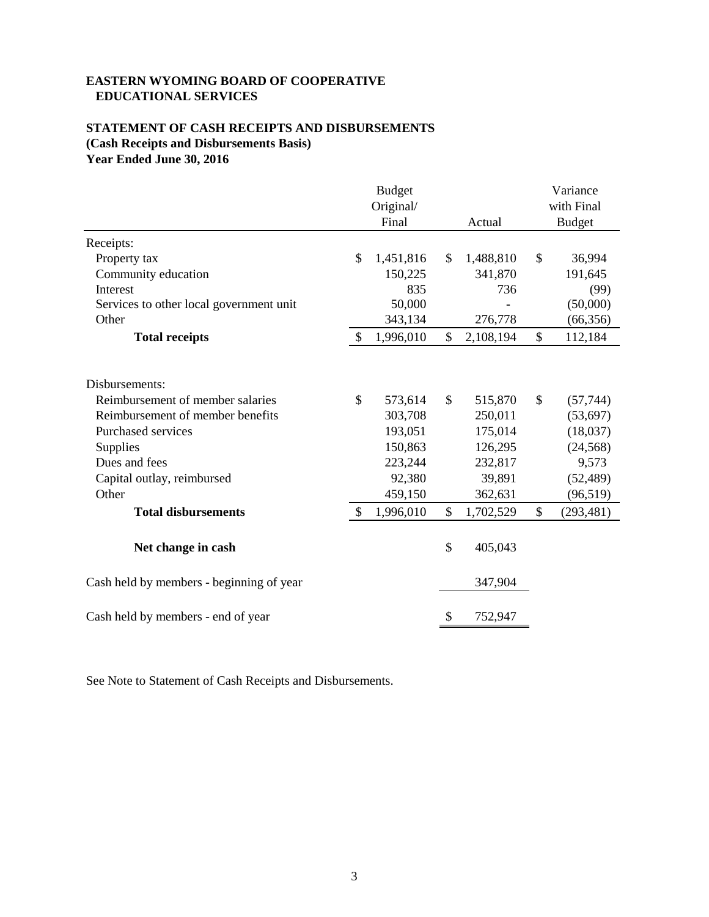**EASTERN WYOMING BOARD OF COOPERATIVE EDUCATIONAL SERVICES**

**STATEMENT OF CASH RECEIPTS AND DISBURSEMENTS**
**(Cash Receipts and Disbursements Basis)**
**Year Ended June 30, 2016**

| | Budget Original/ Final | Actual | Variance with Final Budget |
|---|---|---|---|
| Receipts: | | | |
| Property tax | $ 1,451,816 | $ 1,488,810 | $ 36,994 |
| Community education | 150,225 | 341,870 | 191,645 |
| Interest | 835 | 736 | (99) |
| Services to other local government unit | 50,000 | - | (50,000) |
| Other | 343,134 | 276,778 | (66,356) |
| **Total receipts** | $ 1,996,010 | $ 2,108,194 | $ 112,184 |
| | | | |
| Disbursements: | | | |
| Reimbursement of member salaries | $ 573,614 | $ 515,870 | $ (57,744) |
| Reimbursement of member benefits | 303,708 | 250,011 | (53,697) |
| Purchased services | 193,051 | 175,014 | (18,037) |
| Supplies | 150,863 | 126,295 | (24,568) |
| Dues and fees | 223,244 | 232,817 | 9,573 |
| Capital outlay, reimbursed | 92,380 | 39,891 | (52,489) |
| Other | 459,150 | 362,631 | (96,519) |
| **Total disbursements** | $ 1,996,010 | $ 1,702,529 | $ (293,481) |
| | | | |
| **Net change in cash** | | $ 405,043 | |
| | | | |
| Cash held by members - beginning of year | | 347,904 | |
| | | | |
| Cash held by members - end of year | | $ 752,947 | |

See Note to Statement of Cash Receipts and Disbursements.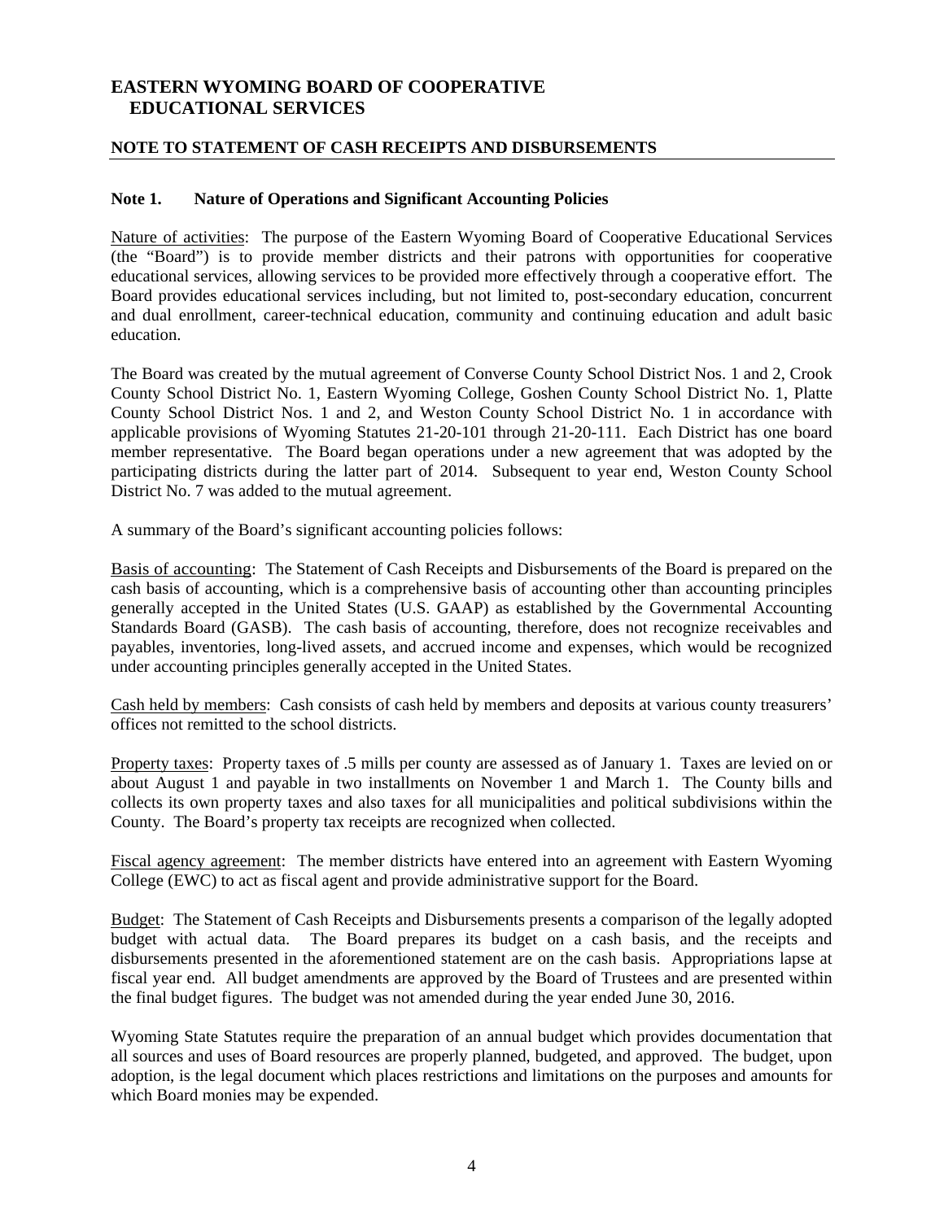# EASTERN WYOMING BOARD OF COOPERATIVE EDUCATIONAL SERVICES

## NOTE TO STATEMENT OF CASH RECEIPTS AND DISBURSEMENTS

### Note 1. Nature of Operations and Significant Accounting Policies

Nature of activities: The purpose of the Eastern Wyoming Board of Cooperative Educational Services (the "Board") is to provide member districts and their patrons with opportunities for cooperative educational services, allowing services to be provided more effectively through a cooperative effort. The Board provides educational services including, but not limited to, post-secondary education, concurrent and dual enrollment, career-technical education, community and continuing education and adult basic education.

The Board was created by the mutual agreement of Converse County School District Nos. 1 and 2, Crook County School District No. 1, Eastern Wyoming College, Goshen County School District No. 1, Platte County School District Nos. 1 and 2, and Weston County School District No. 1 in accordance with applicable provisions of Wyoming Statutes 21-20-101 through 21-20-111. Each District has one board member representative. The Board began operations under a new agreement that was adopted by the participating districts during the latter part of 2014. Subsequent to year end, Weston County School District No. 7 was added to the mutual agreement.

A summary of the Board's significant accounting policies follows:

Basis of accounting: The Statement of Cash Receipts and Disbursements of the Board is prepared on the cash basis of accounting, which is a comprehensive basis of accounting other than accounting principles generally accepted in the United States (U.S. GAAP) as established by the Governmental Accounting Standards Board (GASB). The cash basis of accounting, therefore, does not recognize receivables and payables, inventories, long-lived assets, and accrued income and expenses, which would be recognized under accounting principles generally accepted in the United States.

Cash held by members: Cash consists of cash held by members and deposits at various county treasurers' offices not remitted to the school districts.

Property taxes: Property taxes of .5 mills per county are assessed as of January 1. Taxes are levied on or about August 1 and payable in two installments on November 1 and March 1. The County bills and collects its own property taxes and also taxes for all municipalities and political subdivisions within the County. The Board's property tax receipts are recognized when collected.

Fiscal agency agreement: The member districts have entered into an agreement with Eastern Wyoming College (EWC) to act as fiscal agent and provide administrative support for the Board.

Budget: The Statement of Cash Receipts and Disbursements presents a comparison of the legally adopted budget with actual data. The Board prepares its budget on a cash basis, and the receipts and disbursements presented in the aforementioned statement are on the cash basis. Appropriations lapse at fiscal year end. All budget amendments are approved by the Board of Trustees and are presented within the final budget figures. The budget was not amended during the year ended June 30, 2016.

Wyoming State Statutes require the preparation of an annual budget which provides documentation that all sources and uses of Board resources are properly planned, budgeted, and approved. The budget, upon adoption, is the legal document which places restrictions and limitations on the purposes and amounts for which Board monies may be expended.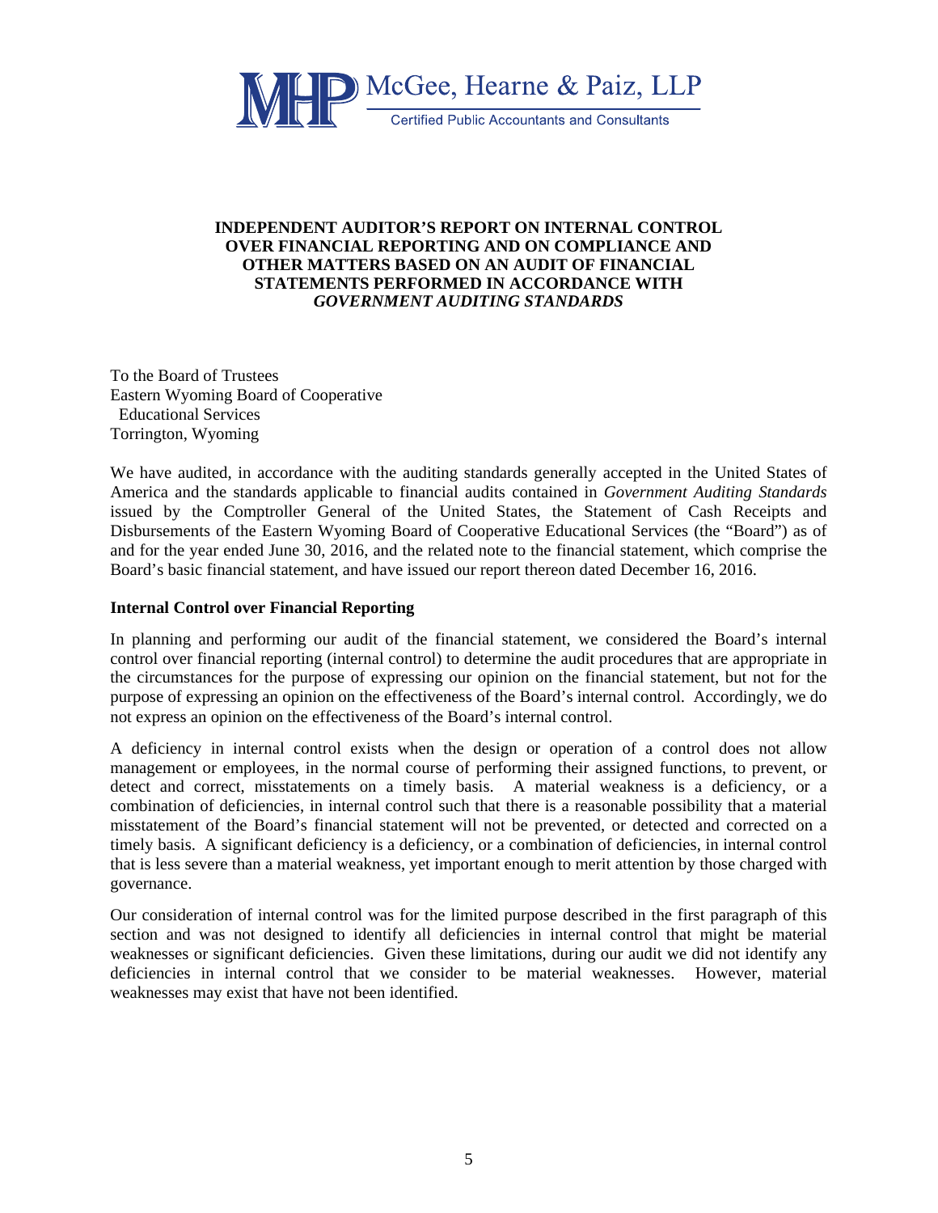McGee, Hearne & Paiz, LLP

Certified Public Accountants and Consultants

# INDEPENDENT AUDITOR'S REPORT ON INTERNAL CONTROL OVER FINANCIAL REPORTING AND ON COMPLIANCE AND OTHER MATTERS BASED ON AN AUDIT OF FINANCIAL STATEMENTS PERFORMED IN ACCORDANCE WITH *GOVERNMENT AUDITING STANDARDS*

To the Board of Trustees
Eastern Wyoming Board of Cooperative
Educational Services
Torrington, Wyoming

We have audited, in accordance with the auditing standards generally accepted in the United States of America and the standards applicable to financial audits contained in *Government Auditing Standards* issued by the Comptroller General of the United States, the Statement of Cash Receipts and Disbursements of the Eastern Wyoming Board of Cooperative Educational Services (the "Board") as of and for the year ended June 30, 2016, and the related note to the financial statement, which comprise the Board's basic financial statement, and have issued our report thereon dated December 16, 2016.

**Internal Control over Financial Reporting**

In planning and performing our audit of the financial statement, we considered the Board's internal control over financial reporting (internal control) to determine the audit procedures that are appropriate in the circumstances for the purpose of expressing our opinion on the financial statement, but not for the purpose of expressing an opinion on the effectiveness of the Board's internal control. Accordingly, we do not express an opinion on the effectiveness of the Board's internal control.

A deficiency in internal control exists when the design or operation of a control does not allow management or employees, in the normal course of performing their assigned functions, to prevent, or detect and correct, misstatements on a timely basis. A material weakness is a deficiency, or a combination of deficiencies, in internal control such that there is a reasonable possibility that a material misstatement of the Board's financial statement will not be prevented, or detected and corrected on a timely basis. A significant deficiency is a deficiency, or a combination of deficiencies, in internal control that is less severe than a material weakness, yet important enough to merit attention by those charged with governance.

Our consideration of internal control was for the limited purpose described in the first paragraph of this section and was not designed to identify all deficiencies in internal control that might be material weaknesses or significant deficiencies. Given these limitations, during our audit we did not identify any deficiencies in internal control that we consider to be material weaknesses. However, material weaknesses may exist that have not been identified.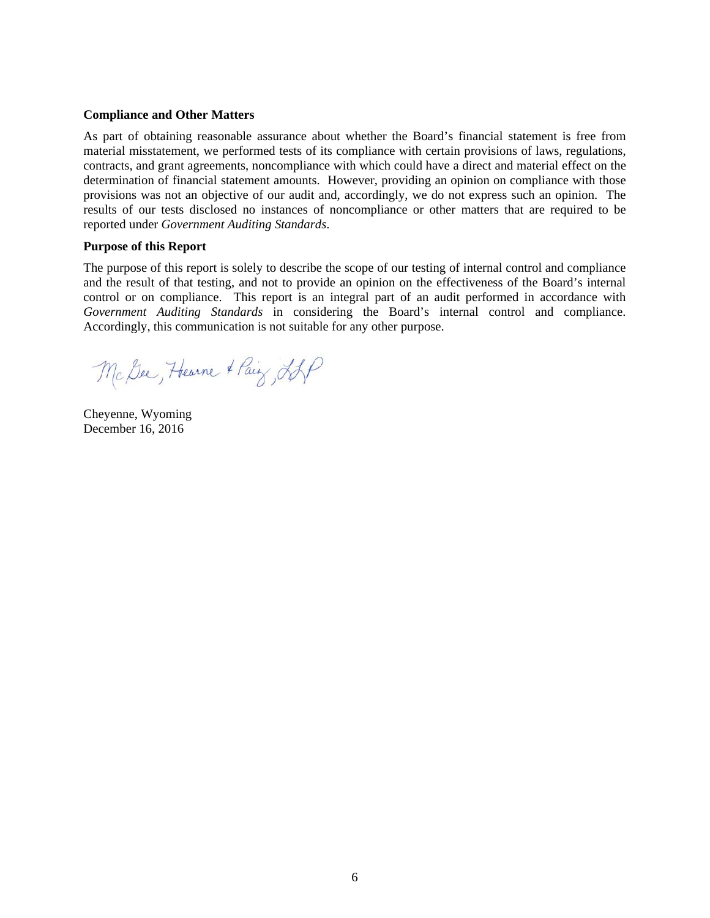**Compliance and Other Matters**

As part of obtaining reasonable assurance about whether the Board's financial statement is free from material misstatement, we performed tests of its compliance with certain provisions of laws, regulations, contracts, and grant agreements, noncompliance with which could have a direct and material effect on the determination of financial statement amounts. However, providing an opinion on compliance with those provisions was not an objective of our audit and, accordingly, we do not express such an opinion. The results of our tests disclosed no instances of noncompliance or other matters that are required to be reported under *Government Auditing Standards*.

**Purpose of this Report**

The purpose of this report is solely to describe the scope of our testing of internal control and compliance and the result of that testing, and not to provide an opinion on the effectiveness of the Board's internal control or on compliance. This report is an integral part of an audit performed in accordance with *Government Auditing Standards* in considering the Board's internal control and compliance. Accordingly, this communication is not suitable for any other purpose.

McGee, Hearne & Paiz, LLP

Cheyenne, Wyoming
December 16, 2016